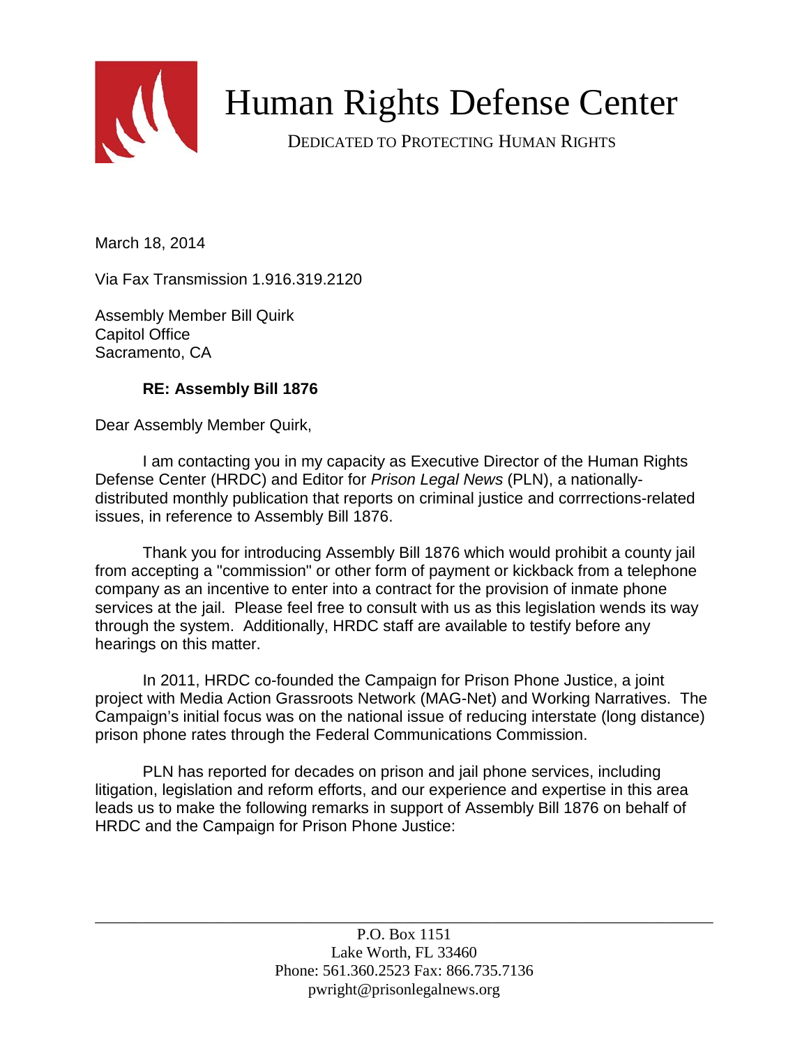# Human Rights Defense Center

DEDICATED TO PROTECTING HUMAN RIGHTS

March 18, 2014

Via Fax Transmission 1.916.319.2120

Assembly Member Bill Quirk
Capitol Office
Sacramento, CA

**RE: Assembly Bill 1876**

Dear Assembly Member Quirk,

I am contacting you in my capacity as Executive Director of the Human Rights Defense Center (HRDC) and Editor for *Prison Legal News* (PLN), a nationally-distributed monthly publication that reports on criminal justice and corrrections-related issues, in reference to Assembly Bill 1876.

Thank you for introducing Assembly Bill 1876 which would prohibit a county jail from accepting a "commission" or other form of payment or kickback from a telephone company as an incentive to enter into a contract for the provision of inmate phone services at the jail. Please feel free to consult with us as this legislation wends its way through the system. Additionally, HRDC staff are available to testify before any hearings on this matter.

In 2011, HRDC co-founded the Campaign for Prison Phone Justice, a joint project with Media Action Grassroots Network (MAG-Net) and Working Narratives. The Campaign's initial focus was on the national issue of reducing interstate (long distance) prison phone rates through the Federal Communications Commission.

PLN has reported for decades on prison and jail phone services, including litigation, legislation and reform efforts, and our experience and expertise in this area leads us to make the following remarks in support of Assembly Bill 1876 on behalf of HRDC and the Campaign for Prison Phone Justice:

P.O. Box 1151
Lake Worth, FL 33460
Phone: 561.360.2523 Fax: 866.735.7136
pwright@prisonlegalnews.org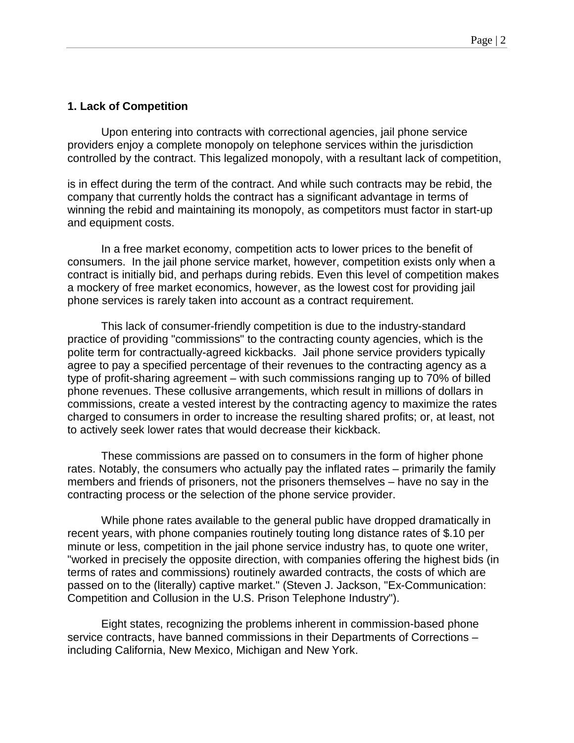**1. Lack of Competition**

Upon entering into contracts with correctional agencies, jail phone service providers enjoy a complete monopoly on telephone services within the jurisdiction controlled by the contract. This legalized monopoly, with a resultant lack of competition, is in effect during the term of the contract. And while such contracts may be rebid, the company that currently holds the contract has a significant advantage in terms of winning the rebid and maintaining its monopoly, as competitors must factor in start-up and equipment costs.

In a free market economy, competition acts to lower prices to the benefit of consumers. In the jail phone service market, however, competition exists only when a contract is initially bid, and perhaps during rebids. Even this level of competition makes a mockery of free market economics, however, as the lowest cost for providing jail phone services is rarely taken into account as a contract requirement.

This lack of consumer-friendly competition is due to the industry-standard practice of providing "commissions" to the contracting county agencies, which is the polite term for contractually-agreed kickbacks. Jail phone service providers typically agree to pay a specified percentage of their revenues to the contracting agency as a type of profit-sharing agreement – with such commissions ranging up to 70% of billed phone revenues. These collusive arrangements, which result in millions of dollars in commissions, create a vested interest by the contracting agency to maximize the rates charged to consumers in order to increase the resulting shared profits; or, at least, not to actively seek lower rates that would decrease their kickback.

These commissions are passed on to consumers in the form of higher phone rates. Notably, the consumers who actually pay the inflated rates – primarily the family members and friends of prisoners, not the prisoners themselves – have no say in the contracting process or the selection of the phone service provider.

While phone rates available to the general public have dropped dramatically in recent years, with phone companies routinely touting long distance rates of $.10 per minute or less, competition in the jail phone service industry has, to quote one writer, "worked in precisely the opposite direction, with companies offering the highest bids (in terms of rates and commissions) routinely awarded contracts, the costs of which are passed on to the (literally) captive market." (Steven J. Jackson, "Ex-Communication: Competition and Collusion in the U.S. Prison Telephone Industry").

Eight states, recognizing the problems inherent in commission-based phone service contracts, have banned commissions in their Departments of Corrections – including California, New Mexico, Michigan and New York.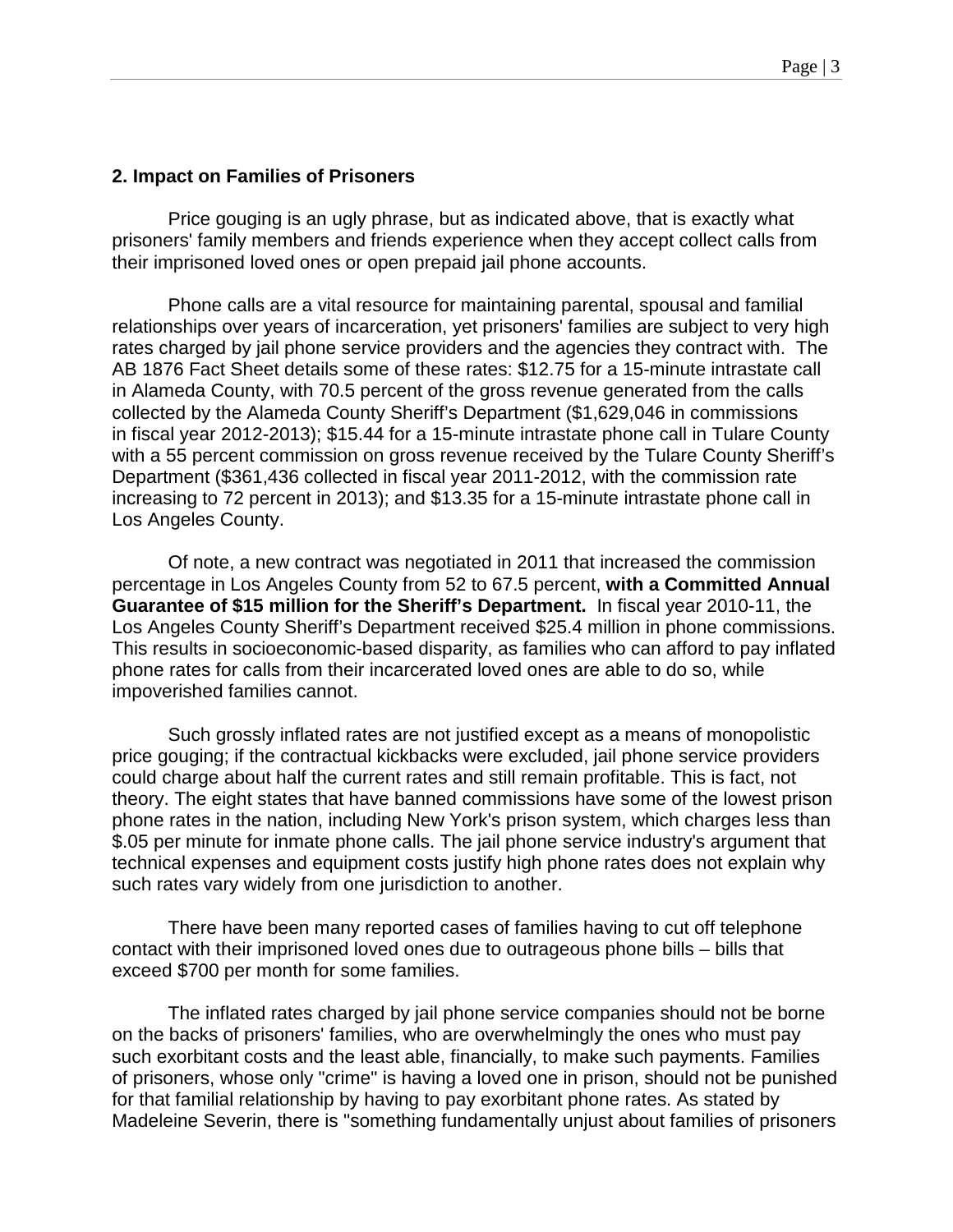## 2. Impact on Families of Prisoners

Price gouging is an ugly phrase, but as indicated above, that is exactly what prisoners' family members and friends experience when they accept collect calls from their imprisoned loved ones or open prepaid jail phone accounts.

Phone calls are a vital resource for maintaining parental, spousal and familial relationships over years of incarceration, yet prisoners' families are subject to very high rates charged by jail phone service providers and the agencies they contract with. The AB 1876 Fact Sheet details some of these rates: $12.75 for a 15-minute intrastate call in Alameda County, with 70.5 percent of the gross revenue generated from the calls collected by the Alameda County Sheriff's Department ($1,629,046 in commissions in fiscal year 2012-2013); $15.44 for a 15-minute intrastate phone call in Tulare County with a 55 percent commission on gross revenue received by the Tulare County Sheriff's Department ($361,436 collected in fiscal year 2011-2012, with the commission rate increasing to 72 percent in 2013); and $13.35 for a 15-minute intrastate phone call in Los Angeles County.

Of note, a new contract was negotiated in 2011 that increased the commission percentage in Los Angeles County from 52 to 67.5 percent, **with a Committed Annual Guarantee of $15 million for the Sheriff's Department.** In fiscal year 2010-11, the Los Angeles County Sheriff's Department received $25.4 million in phone commissions. This results in socioeconomic-based disparity, as families who can afford to pay inflated phone rates for calls from their incarcerated loved ones are able to do so, while impoverished families cannot.

Such grossly inflated rates are not justified except as a means of monopolistic price gouging; if the contractual kickbacks were excluded, jail phone service providers could charge about half the current rates and still remain profitable. This is fact, not theory. The eight states that have banned commissions have some of the lowest prison phone rates in the nation, including New York's prison system, which charges less than $.05 per minute for inmate phone calls. The jail phone service industry's argument that technical expenses and equipment costs justify high phone rates does not explain why such rates vary widely from one jurisdiction to another.

There have been many reported cases of families having to cut off telephone contact with their imprisoned loved ones due to outrageous phone bills – bills that exceed $700 per month for some families.

The inflated rates charged by jail phone service companies should not be borne on the backs of prisoners' families, who are overwhelmingly the ones who must pay such exorbitant costs and the least able, financially, to make such payments. Families of prisoners, whose only "crime" is having a loved one in prison, should not be punished for that familial relationship by having to pay exorbitant phone rates. As stated by Madeleine Severin, there is "something fundamentally unjust about families of prisoners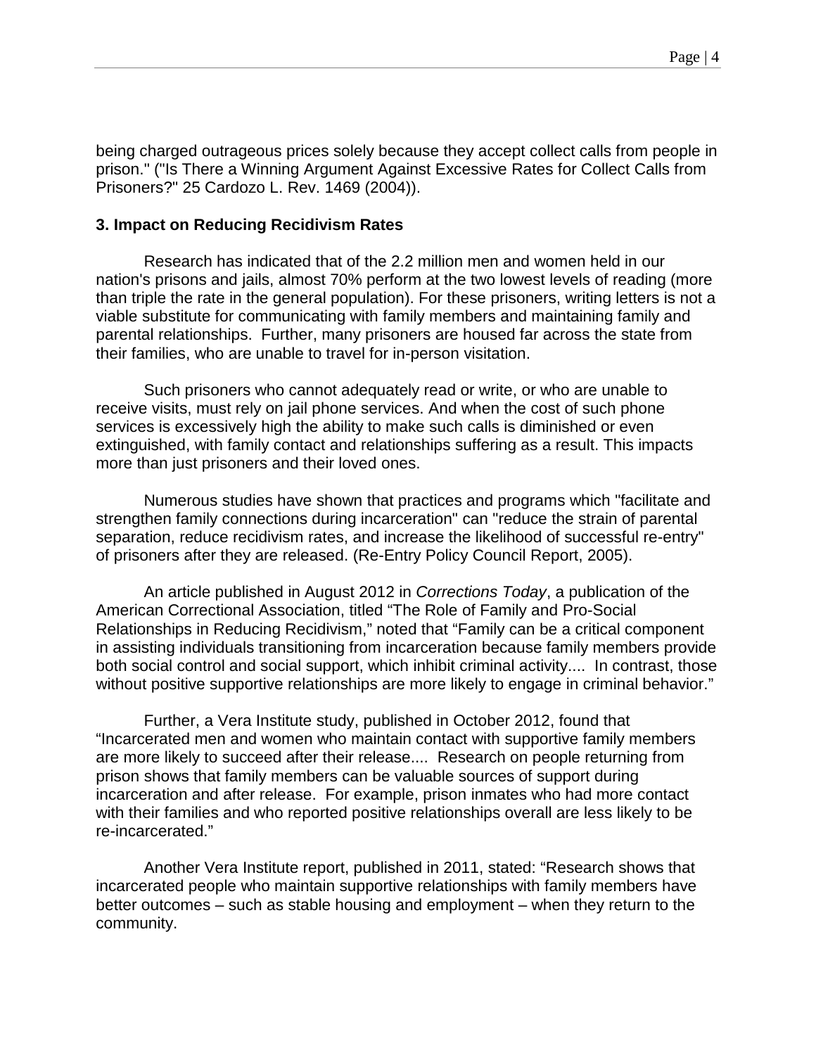being charged outrageous prices solely because they accept collect calls from people in prison." ("Is There a Winning Argument Against Excessive Rates for Collect Calls from Prisoners?" 25 Cardozo L. Rev. 1469 (2004)).

### 3. Impact on Reducing Recidivism Rates

Research has indicated that of the 2.2 million men and women held in our nation's prisons and jails, almost 70% perform at the two lowest levels of reading (more than triple the rate in the general population). For these prisoners, writing letters is not a viable substitute for communicating with family members and maintaining family and parental relationships. Further, many prisoners are housed far across the state from their families, who are unable to travel for in-person visitation.

Such prisoners who cannot adequately read or write, or who are unable to receive visits, must rely on jail phone services. And when the cost of such phone services is excessively high the ability to make such calls is diminished or even extinguished, with family contact and relationships suffering as a result. This impacts more than just prisoners and their loved ones.

Numerous studies have shown that practices and programs which "facilitate and strengthen family connections during incarceration" can "reduce the strain of parental separation, reduce recidivism rates, and increase the likelihood of successful re-entry" of prisoners after they are released. (Re-Entry Policy Council Report, 2005).

An article published in August 2012 in *Corrections Today*, a publication of the American Correctional Association, titled "The Role of Family and Pro-Social Relationships in Reducing Recidivism," noted that "Family can be a critical component in assisting individuals transitioning from incarceration because family members provide both social control and social support, which inhibit criminal activity.... In contrast, those without positive supportive relationships are more likely to engage in criminal behavior."

Further, a Vera Institute study, published in October 2012, found that "Incarcerated men and women who maintain contact with supportive family members are more likely to succeed after their release.... Research on people returning from prison shows that family members can be valuable sources of support during incarceration and after release. For example, prison inmates who had more contact with their families and who reported positive relationships overall are less likely to be re-incarcerated."

Another Vera Institute report, published in 2011, stated: "Research shows that incarcerated people who maintain supportive relationships with family members have better outcomes – such as stable housing and employment – when they return to the community.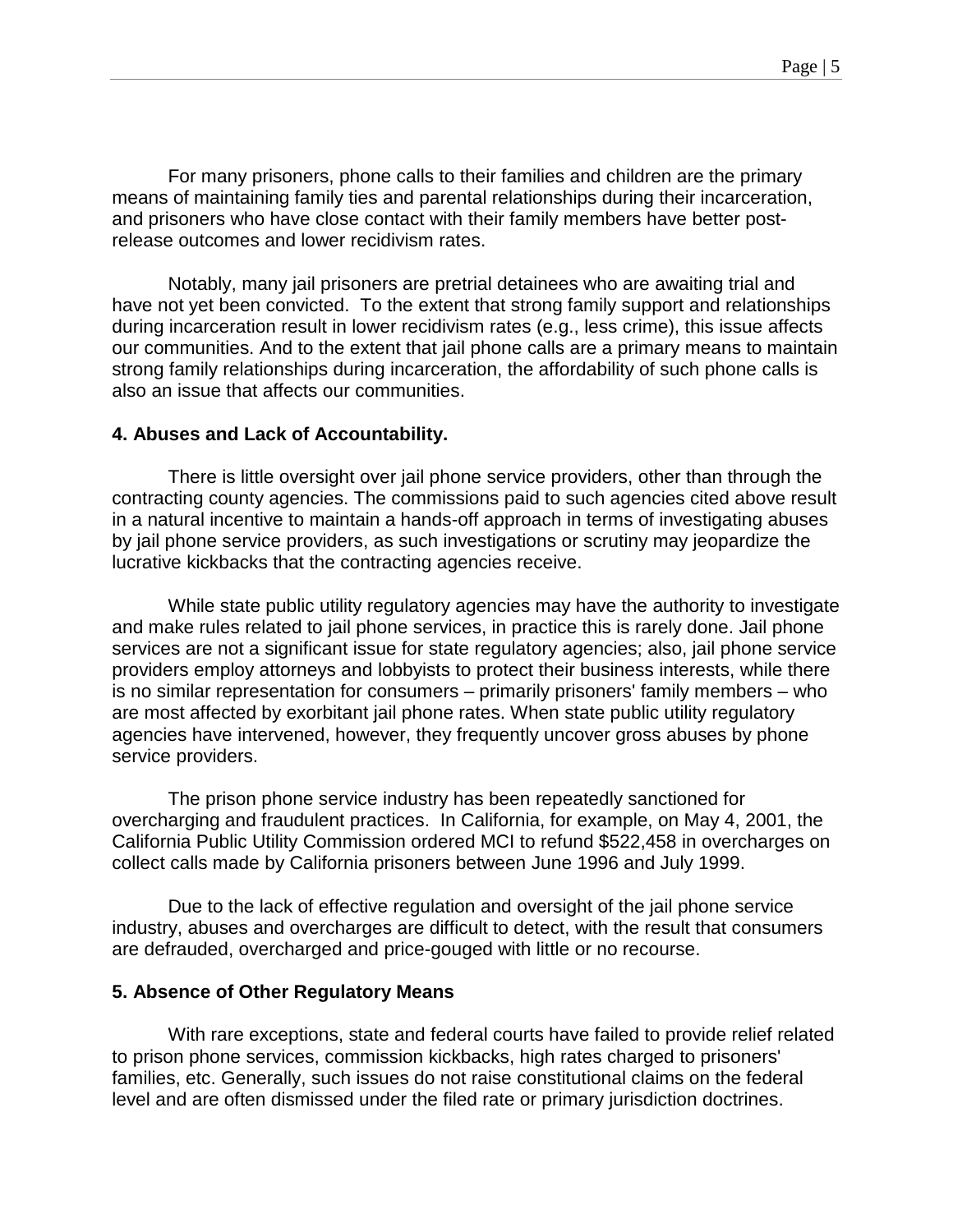For many prisoners, phone calls to their families and children are the primary means of maintaining family ties and parental relationships during their incarceration, and prisoners who have close contact with their family members have better post-release outcomes and lower recidivism rates.

Notably, many jail prisoners are pretrial detainees who are awaiting trial and have not yet been convicted. To the extent that strong family support and relationships during incarceration result in lower recidivism rates (e.g., less crime), this issue affects our communities. And to the extent that jail phone calls are a primary means to maintain strong family relationships during incarceration, the affordability of such phone calls is also an issue that affects our communities.

**4. Abuses and Lack of Accountability.**

There is little oversight over jail phone service providers, other than through the contracting county agencies. The commissions paid to such agencies cited above result in a natural incentive to maintain a hands-off approach in terms of investigating abuses by jail phone service providers, as such investigations or scrutiny may jeopardize the lucrative kickbacks that the contracting agencies receive.

While state public utility regulatory agencies may have the authority to investigate and make rules related to jail phone services, in practice this is rarely done. Jail phone services are not a significant issue for state regulatory agencies; also, jail phone service providers employ attorneys and lobbyists to protect their business interests, while there is no similar representation for consumers – primarily prisoners' family members – who are most affected by exorbitant jail phone rates. When state public utility regulatory agencies have intervened, however, they frequently uncover gross abuses by phone service providers.

The prison phone service industry has been repeatedly sanctioned for overcharging and fraudulent practices. In California, for example, on May 4, 2001, the California Public Utility Commission ordered MCI to refund $522,458 in overcharges on collect calls made by California prisoners between June 1996 and July 1999.

Due to the lack of effective regulation and oversight of the jail phone service industry, abuses and overcharges are difficult to detect, with the result that consumers are defrauded, overcharged and price-gouged with little or no recourse.

**5. Absence of Other Regulatory Means**

With rare exceptions, state and federal courts have failed to provide relief related to prison phone services, commission kickbacks, high rates charged to prisoners' families, etc. Generally, such issues do not raise constitutional claims on the federal level and are often dismissed under the filed rate or primary jurisdiction doctrines.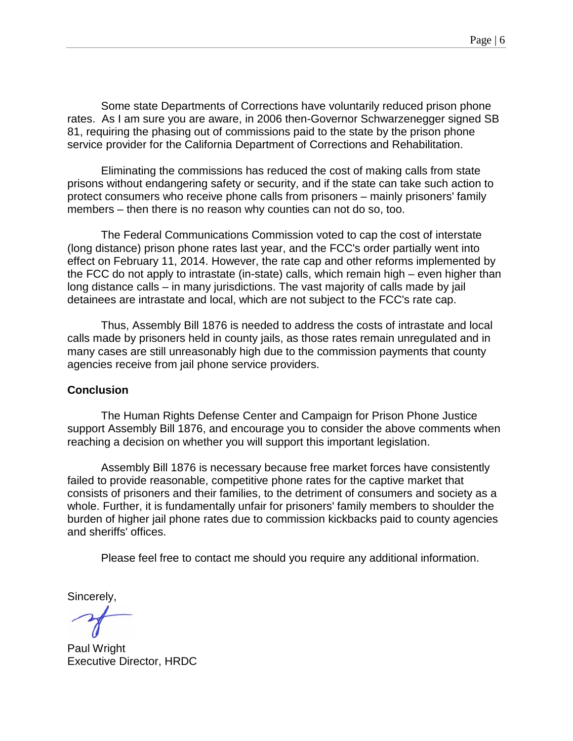Some state Departments of Corrections have voluntarily reduced prison phone rates. As I am sure you are aware, in 2006 then-Governor Schwarzenegger signed SB 81, requiring the phasing out of commissions paid to the state by the prison phone service provider for the California Department of Corrections and Rehabilitation.

Eliminating the commissions has reduced the cost of making calls from state prisons without endangering safety or security, and if the state can take such action to protect consumers who receive phone calls from prisoners – mainly prisoners' family members – then there is no reason why counties can not do so, too.

The Federal Communications Commission voted to cap the cost of interstate (long distance) prison phone rates last year, and the FCC's order partially went into effect on February 11, 2014. However, the rate cap and other reforms implemented by the FCC do not apply to intrastate (in-state) calls, which remain high – even higher than long distance calls – in many jurisdictions. The vast majority of calls made by jail detainees are intrastate and local, which are not subject to the FCC's rate cap.

Thus, Assembly Bill 1876 is needed to address the costs of intrastate and local calls made by prisoners held in county jails, as those rates remain unregulated and in many cases are still unreasonably high due to the commission payments that county agencies receive from jail phone service providers.

**Conclusion**

The Human Rights Defense Center and Campaign for Prison Phone Justice support Assembly Bill 1876, and encourage you to consider the above comments when reaching a decision on whether you will support this important legislation.

Assembly Bill 1876 is necessary because free market forces have consistently failed to provide reasonable, competitive phone rates for the captive market that consists of prisoners and their families, to the detriment of consumers and society as a whole. Further, it is fundamentally unfair for prisoners' family members to shoulder the burden of higher jail phone rates due to commission kickbacks paid to county agencies and sheriffs' offices.

Please feel free to contact me should you require any additional information.

Sincerely,

Paul Wright
Executive Director, HRDC